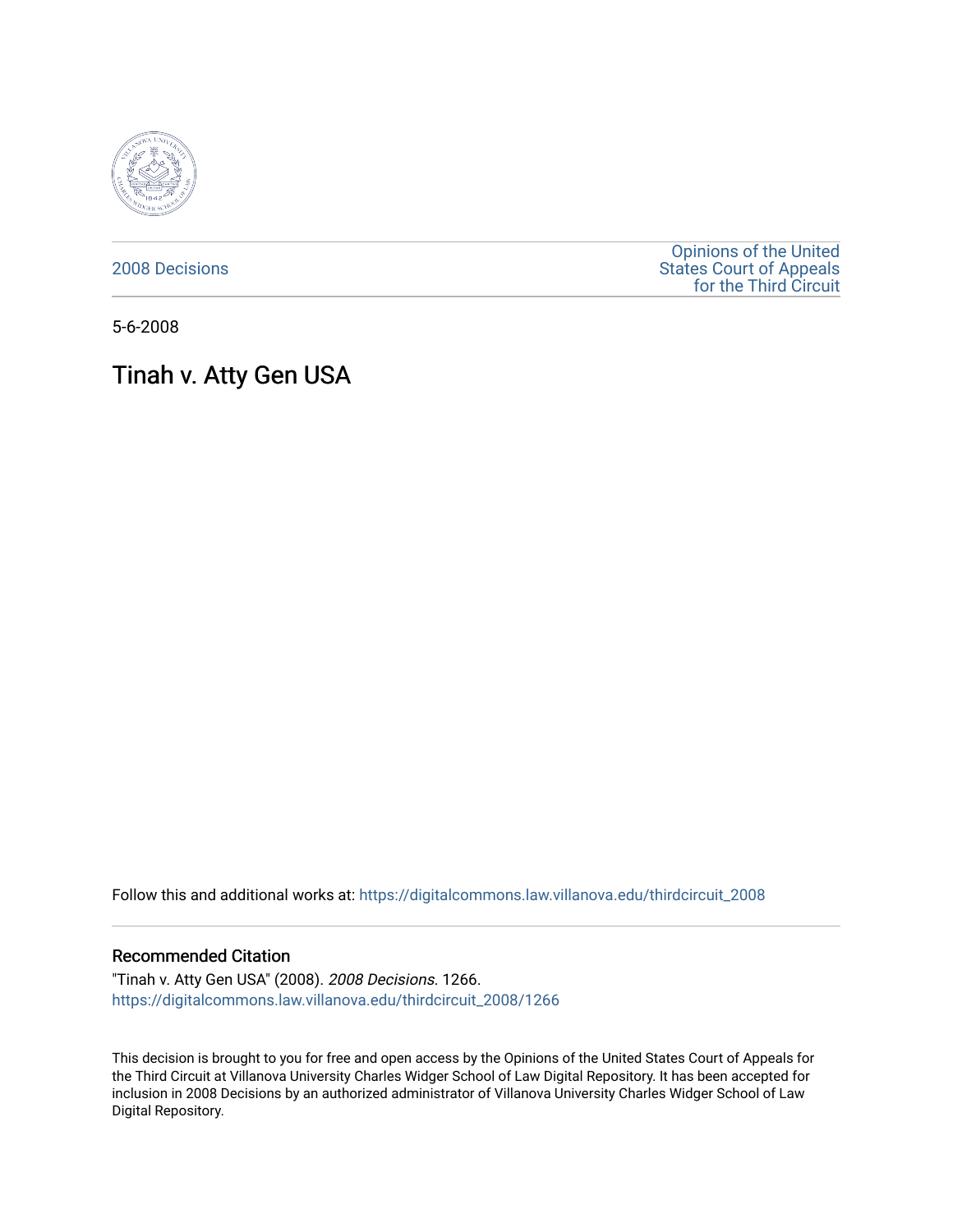2008 Decisions

Opinions of the United States Court of Appeals for the Third Circuit

5-6-2008

# Tinah v. Atty Gen USA

Follow this and additional works at: https://digitalcommons.law.villanova.edu/thirdcircuit_2008

## Recommended Citation

"Tinah v. Atty Gen USA" (2008). *2008 Decisions*. 1266.
https://digitalcommons.law.villanova.edu/thirdcircuit_2008/1266

This decision is brought to you for free and open access by the Opinions of the United States Court of Appeals for the Third Circuit at Villanova University Charles Widger School of Law Digital Repository. It has been accepted for inclusion in 2008 Decisions by an authorized administrator of Villanova University Charles Widger School of Law Digital Repository.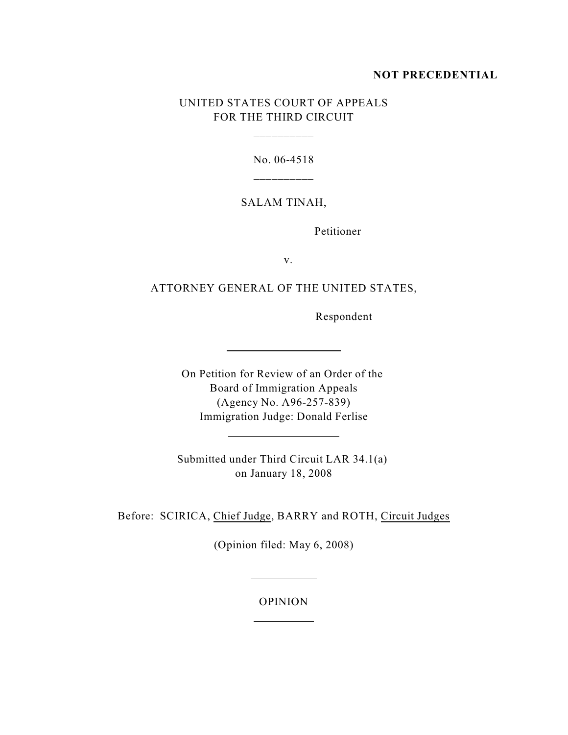**NOT PRECEDENTIAL**

UNITED STATES COURT OF APPEALS
FOR THE THIRD CIRCUIT

---

No. 06-4518

---

SALAM TINAH,

Petitioner

v.

ATTORNEY GENERAL OF THE UNITED STATES,

Respondent

---

On Petition for Review of an Order of the
Board of Immigration Appeals
(Agency No. A96-257-839)
Immigration Judge: Donald Ferlise

---

Submitted under Third Circuit LAR 34.1(a)
on January 18, 2008

Before: SCIRICA, Chief Judge, BARRY and ROTH, Circuit Judges

(Opinion filed: May 6, 2008)

---

OPINION

---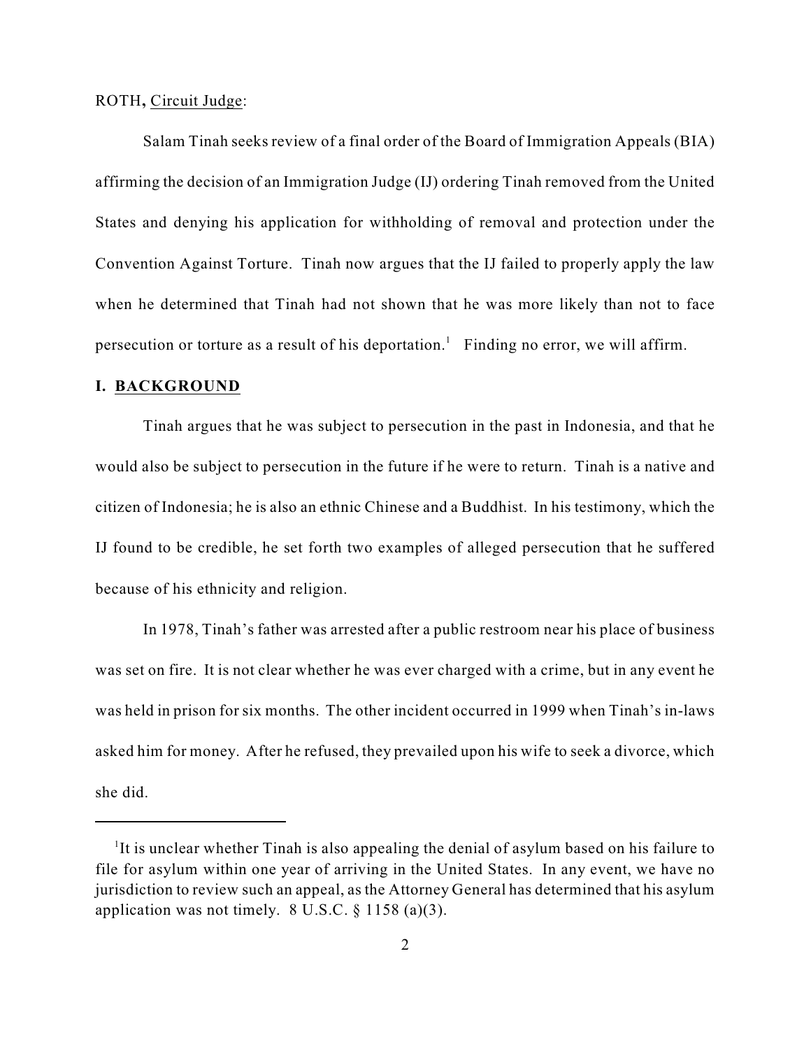ROTH, Circuit Judge:

Salam Tinah seeks review of a final order of the Board of Immigration Appeals (BIA) affirming the decision of an Immigration Judge (IJ) ordering Tinah removed from the United States and denying his application for withholding of removal and protection under the Convention Against Torture. Tinah now argues that the IJ failed to properly apply the law when he determined that Tinah had not shown that he was more likely than not to face persecution or torture as a result of his deportation.[1] Finding no error, we will affirm.

## I. BACKGROUND

Tinah argues that he was subject to persecution in the past in Indonesia, and that he would also be subject to persecution in the future if he were to return. Tinah is a native and citizen of Indonesia; he is also an ethnic Chinese and a Buddhist. In his testimony, which the IJ found to be credible, he set forth two examples of alleged persecution that he suffered because of his ethnicity and religion.

In 1978, Tinah's father was arrested after a public restroom near his place of business was set on fire. It is not clear whether he was ever charged with a crime, but in any event he was held in prison for six months. The other incident occurred in 1999 when Tinah's in-laws asked him for money. After he refused, they prevailed upon his wife to seek a divorce, which she did.

---

[1] It is unclear whether Tinah is also appealing the denial of asylum based on his failure to file for asylum within one year of arriving in the United States. In any event, we have no jurisdiction to review such an appeal, as the Attorney General has determined that his asylum application was not timely. 8 U.S.C. § 1158 (a)(3).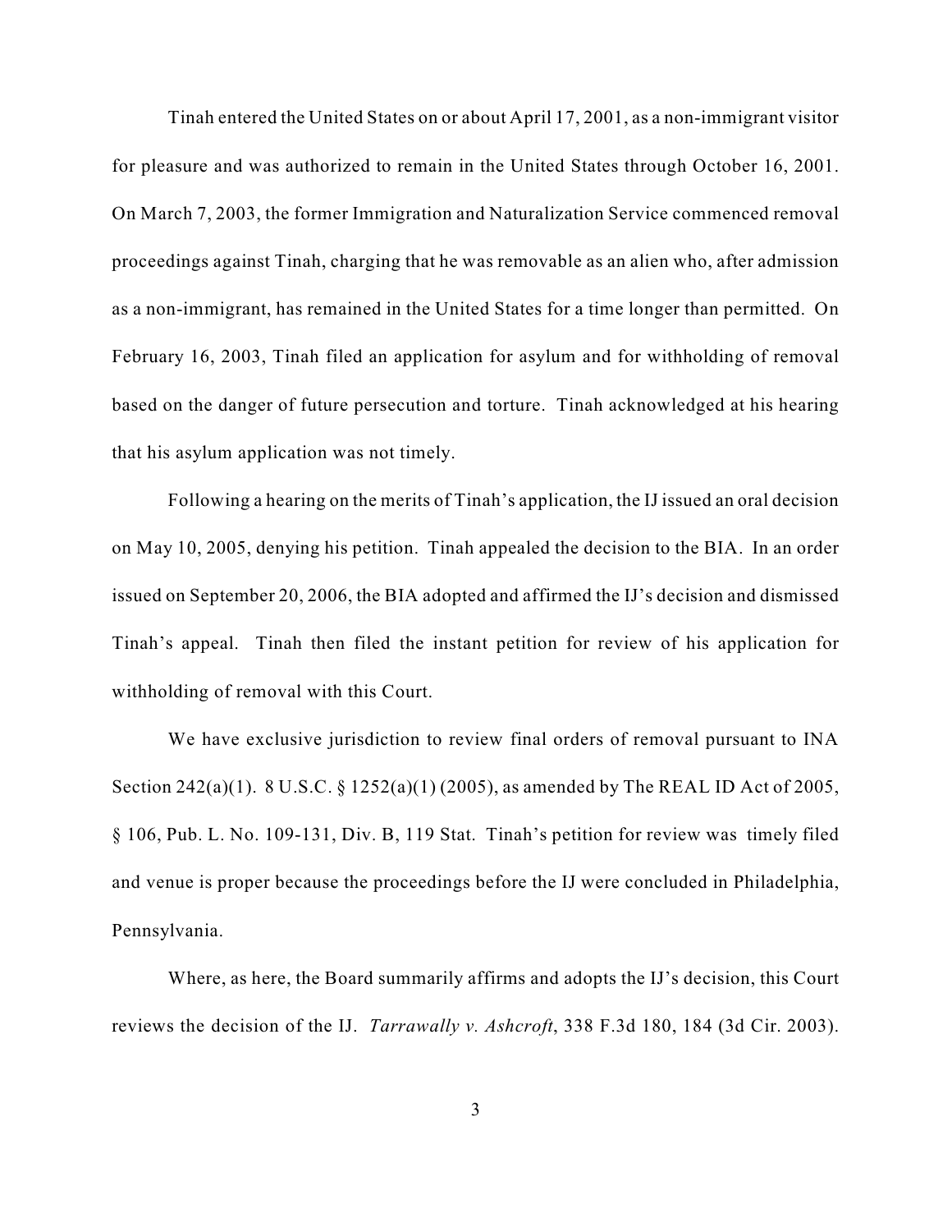Tinah entered the United States on or about April 17, 2001, as a non-immigrant visitor for pleasure and was authorized to remain in the United States through October 16, 2001. On March 7, 2003, the former Immigration and Naturalization Service commenced removal proceedings against Tinah, charging that he was removable as an alien who, after admission as a non-immigrant, has remained in the United States for a time longer than permitted. On February 16, 2003, Tinah filed an application for asylum and for withholding of removal based on the danger of future persecution and torture. Tinah acknowledged at his hearing that his asylum application was not timely.

Following a hearing on the merits of Tinah's application, the IJ issued an oral decision on May 10, 2005, denying his petition. Tinah appealed the decision to the BIA. In an order issued on September 20, 2006, the BIA adopted and affirmed the IJ's decision and dismissed Tinah's appeal. Tinah then filed the instant petition for review of his application for withholding of removal with this Court.

We have exclusive jurisdiction to review final orders of removal pursuant to INA Section 242(a)(1). 8 U.S.C. § 1252(a)(1) (2005), as amended by The REAL ID Act of 2005, § 106, Pub. L. No. 109-131, Div. B, 119 Stat. Tinah's petition for review was timely filed and venue is proper because the proceedings before the IJ were concluded in Philadelphia, Pennsylvania.

Where, as here, the Board summarily affirms and adopts the IJ's decision, this Court reviews the decision of the IJ. *Tarrawally v. Ashcroft*, 338 F.3d 180, 184 (3d Cir. 2003).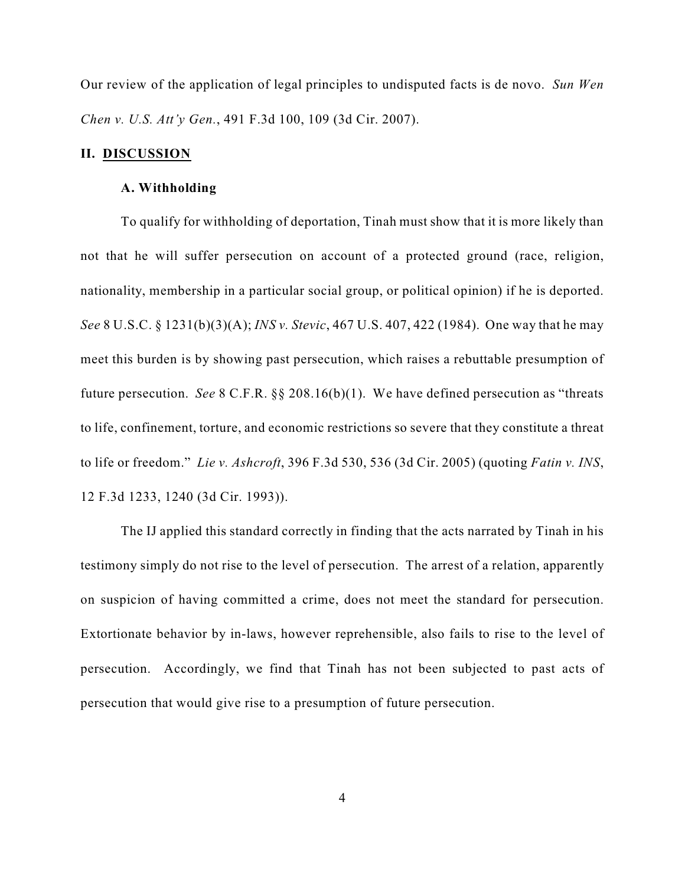Our review of the application of legal principles to undisputed facts is de novo. *Sun Wen Chen v. U.S. Att'y Gen.*, 491 F.3d 100, 109 (3d Cir. 2007).

## II. DISCUSSION

### A. Withholding

To qualify for withholding of deportation, Tinah must show that it is more likely than not that he will suffer persecution on account of a protected ground (race, religion, nationality, membership in a particular social group, or political opinion) if he is deported. *See* 8 U.S.C. § 1231(b)(3)(A); *INS v. Stevic*, 467 U.S. 407, 422 (1984). One way that he may meet this burden is by showing past persecution, which raises a rebuttable presumption of future persecution. *See* 8 C.F.R. §§ 208.16(b)(1). We have defined persecution as "threats to life, confinement, torture, and economic restrictions so severe that they constitute a threat to life or freedom." *Lie v. Ashcroft*, 396 F.3d 530, 536 (3d Cir. 2005) (quoting *Fatin v. INS*, 12 F.3d 1233, 1240 (3d Cir. 1993)).

The IJ applied this standard correctly in finding that the acts narrated by Tinah in his testimony simply do not rise to the level of persecution. The arrest of a relation, apparently on suspicion of having committed a crime, does not meet the standard for persecution. Extortionate behavior by in-laws, however reprehensible, also fails to rise to the level of persecution. Accordingly, we find that Tinah has not been subjected to past acts of persecution that would give rise to a presumption of future persecution.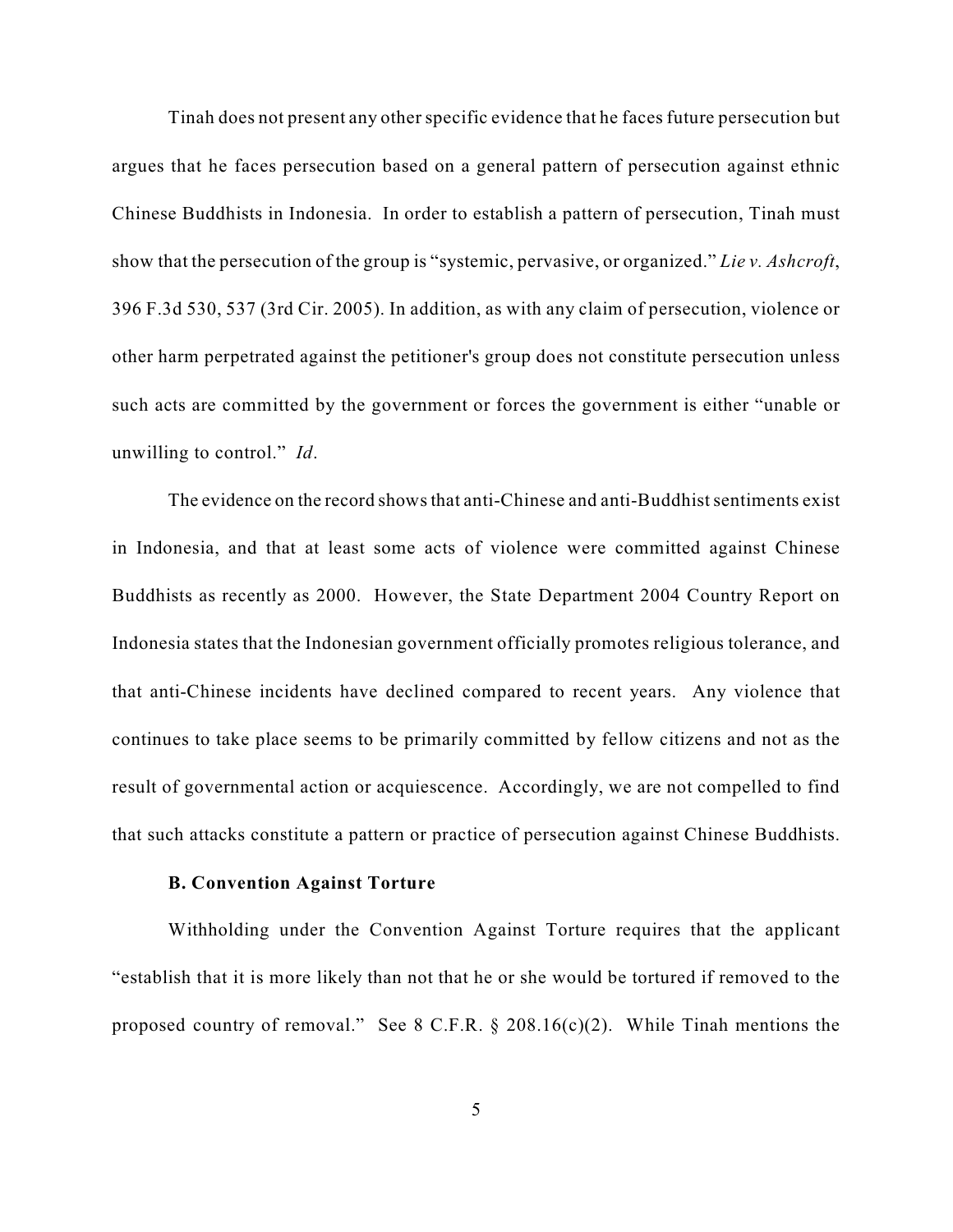Tinah does not present any other specific evidence that he faces future persecution but argues that he faces persecution based on a general pattern of persecution against ethnic Chinese Buddhists in Indonesia. In order to establish a pattern of persecution, Tinah must show that the persecution of the group is "systemic, pervasive, or organized." *Lie v. Ashcroft*, 396 F.3d 530, 537 (3rd Cir. 2005). In addition, as with any claim of persecution, violence or other harm perpetrated against the petitioner's group does not constitute persecution unless such acts are committed by the government or forces the government is either "unable or unwilling to control." *Id*.

The evidence on the record shows that anti-Chinese and anti-Buddhist sentiments exist in Indonesia, and that at least some acts of violence were committed against Chinese Buddhists as recently as 2000. However, the State Department 2004 Country Report on Indonesia states that the Indonesian government officially promotes religious tolerance, and that anti-Chinese incidents have declined compared to recent years. Any violence that continues to take place seems to be primarily committed by fellow citizens and not as the result of governmental action or acquiescence. Accordingly, we are not compelled to find that such attacks constitute a pattern or practice of persecution against Chinese Buddhists.

**B. Convention Against Torture**

Withholding under the Convention Against Torture requires that the applicant "establish that it is more likely than not that he or she would be tortured if removed to the proposed country of removal." See 8 C.F.R. § 208.16(c)(2). While Tinah mentions the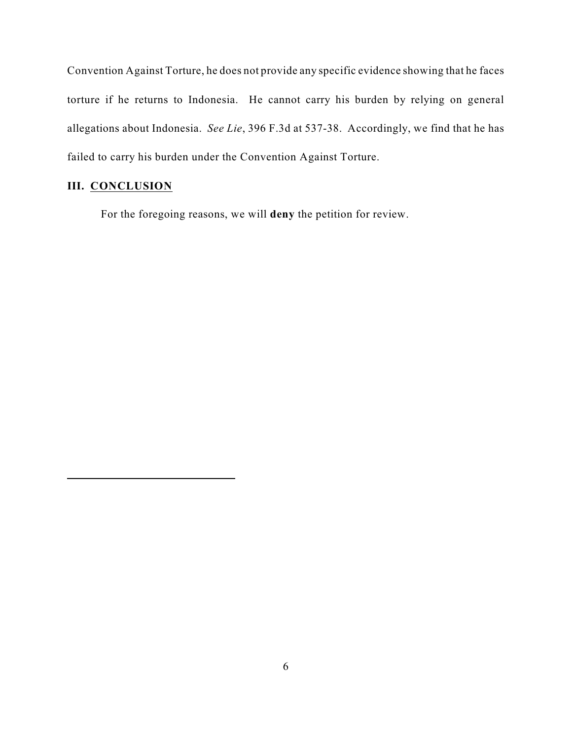Convention Against Torture, he does not provide any specific evidence showing that he faces torture if he returns to Indonesia. He cannot carry his burden by relying on general allegations about Indonesia. *See Lie*, 396 F.3d at 537-38. Accordingly, we find that he has failed to carry his burden under the Convention Against Torture.

## III. CONCLUSION

For the foregoing reasons, we will **deny** the petition for review.